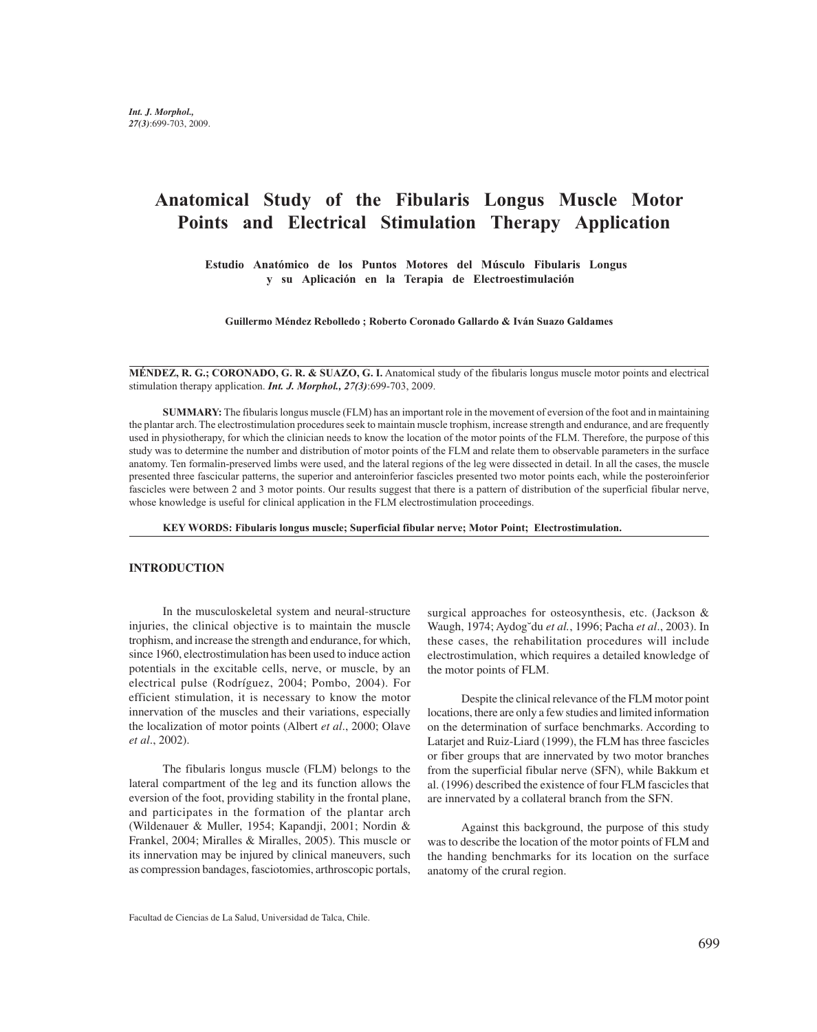# Anatomical Study of the Fibularis Longus Muscle Motor Points and Electrical Stimulation Therapy Application

**Estudio Anatómico de los Puntos Motores del Músculo Fibularis Longus y su Aplicación en la Terapia de Electroestimulación**

**Guillermo Méndez Rebolledo ; Roberto Coronado Gallardo & Iván Suazo Galdames**

**MÉNDEZ, R. G.; CORONADO, G. R. & SUAZO, G. I.** Anatomical study of the fibularis longus muscle motor points and electrical stimulation therapy application. ***Int. J. Morphol., 27(3)***:699-703, 2009.

**SUMMARY:** The fibularis longus muscle (FLM) has an important role in the movement of eversion of the foot and in maintaining the plantar arch. The electrostimulation procedures seek to maintain muscle trophism, increase strength and endurance, and are frequently used in physiotherapy, for which the clinician needs to know the location of the motor points of the FLM. Therefore, the purpose of this study was to determine the number and distribution of motor points of the FLM and relate them to observable parameters in the surface anatomy. Ten formalin-preserved limbs were used, and the lateral regions of the leg were dissected in detail. In all the cases, the muscle presented three fascicular patterns, the superior and anteroinferior fascicles presented two motor points each, while the posteroinferior fascicles were between 2 and 3 motor points. Our results suggest that there is a pattern of distribution of the superficial fibular nerve, whose knowledge is useful for clinical application in the FLM electrostimulation proceedings.

**KEY WORDS: Fibularis longus muscle; Superficial fibular nerve; Motor Point; Electrostimulation.**

## INTRODUCTION

In the musculoskeletal system and neural-structure injuries, the clinical objective is to maintain the muscle trophism, and increase the strength and endurance, for which, since 1960, electrostimulation has been used to induce action potentials in the excitable cells, nerve, or muscle, by an electrical pulse (Rodríguez, 2004; Pombo, 2004). For efficient stimulation, it is necessary to know the motor innervation of the muscles and their variations, especially the localization of motor points (Albert *et al*., 2000; Olave *et al*., 2002).

The fibularis longus muscle (FLM) belongs to the lateral compartment of the leg and its function allows the eversion of the foot, providing stability in the frontal plane, and participates in the formation of the plantar arch (Wildenauer & Muller, 1954; Kapandji, 2001; Nordin & Frankel, 2004; Miralles & Miralles, 2005). This muscle or its innervation may be injured by clinical maneuvers, such as compression bandages, fasciotomies, arthroscopic portals, surgical approaches for osteosynthesis, etc. (Jackson & Waugh, 1974; Aydoğdu *et al.*, 1996; Pacha *et al*., 2003). In these cases, the rehabilitation procedures will include electrostimulation, which requires a detailed knowledge of the motor points of FLM.

Despite the clinical relevance of the FLM motor point locations, there are only a few studies and limited information on the determination of surface benchmarks. According to Latarjet and Ruiz-Liard (1999), the FLM has three fascicles or fiber groups that are innervated by two motor branches from the superficial fibular nerve (SFN), while Bakkum et al. (1996) described the existence of four FLM fascicles that are innervated by a collateral branch from the SFN.

Against this background, the purpose of this study was to describe the location of the motor points of FLM and the handing benchmarks for its location on the surface anatomy of the crural region.

Facultad de Ciencias de La Salud, Universidad de Talca, Chile.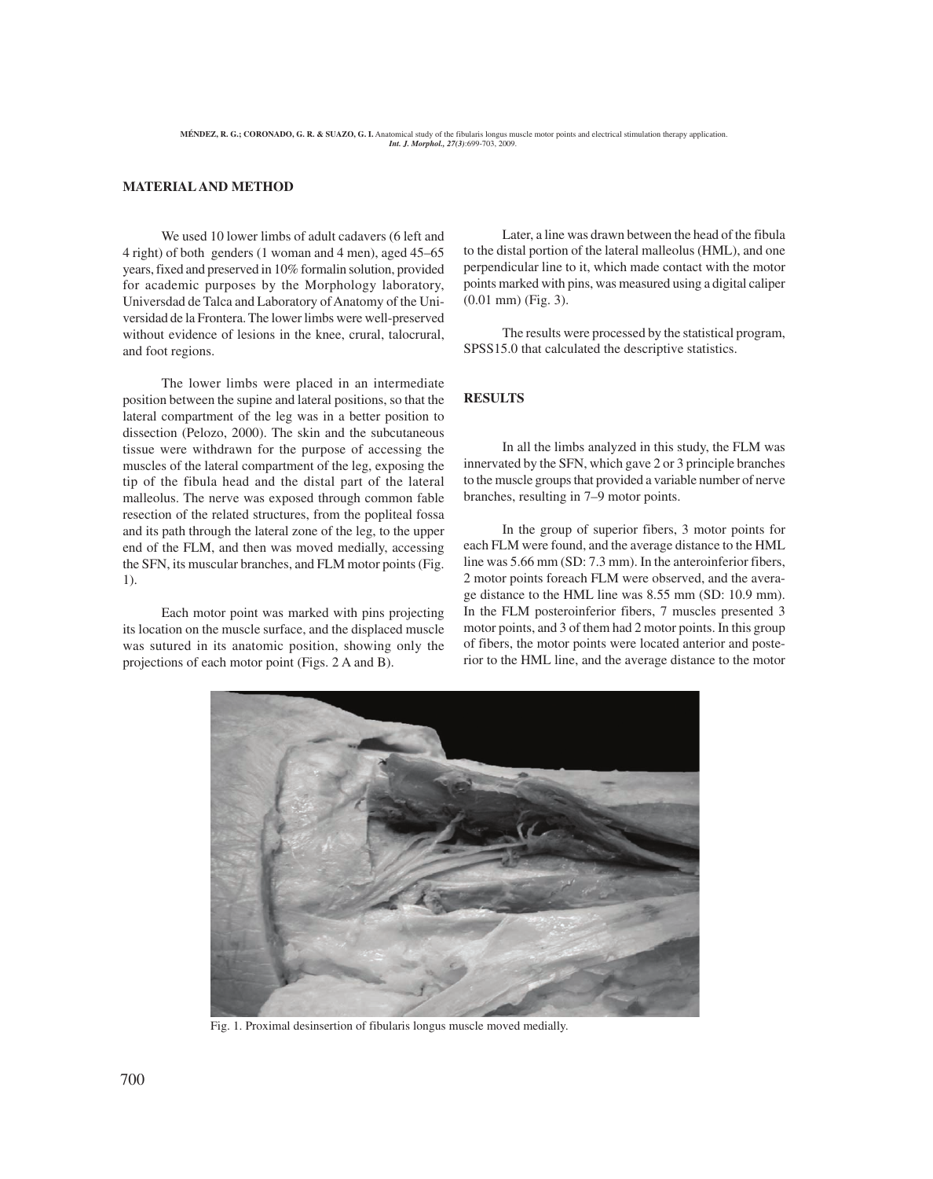## MATERIAL AND METHOD

We used 10 lower limbs of adult cadavers (6 left and 4 right) of both genders (1 woman and 4 men), aged 45–65 years, fixed and preserved in 10% formalin solution, provided for academic purposes by the Morphology laboratory, Universdad de Talca and Laboratory of Anatomy of the Universidad de la Frontera. The lower limbs were well-preserved without evidence of lesions in the knee, crural, talocrural, and foot regions.

The lower limbs were placed in an intermediate position between the supine and lateral positions, so that the lateral compartment of the leg was in a better position to dissection (Pelozo, 2000). The skin and the subcutaneous tissue were withdrawn for the purpose of accessing the muscles of the lateral compartment of the leg, exposing the tip of the fibula head and the distal part of the lateral malleolus. The nerve was exposed through common fable resection of the related structures, from the popliteal fossa and its path through the lateral zone of the leg, to the upper end of the FLM, and then was moved medially, accessing the SFN, its muscular branches, and FLM motor points (Fig. 1).

Each motor point was marked with pins projecting its location on the muscle surface, and the displaced muscle was sutured in its anatomic position, showing only the projections of each motor point (Figs. 2 A and B).

Later, a line was drawn between the head of the fibula to the distal portion of the lateral malleolus (HML), and one perpendicular line to it, which made contact with the motor points marked with pins, was measured using a digital caliper (0.01 mm) (Fig. 3).

The results were processed by the statistical program, SPSS15.0 that calculated the descriptive statistics.

## RESULTS

In all the limbs analyzed in this study, the FLM was innervated by the SFN, which gave 2 or 3 principle branches to the muscle groups that provided a variable number of nerve branches, resulting in 7–9 motor points.

In the group of superior fibers, 3 motor points for each FLM were found, and the average distance to the HML line was 5.66 mm (SD: 7.3 mm). In the anteroinferior fibers, 2 motor points foreach FLM were observed, and the average distance to the HML line was 8.55 mm (SD: 10.9 mm). In the FLM posteroinferior fibers, 7 muscles presented 3 motor points, and 3 of them had 2 motor points. In this group of fibers, the motor points were located anterior and posterior to the HML line, and the average distance to the motor

Fig. 1. Proximal desinsertion of fibularis longus muscle moved medially.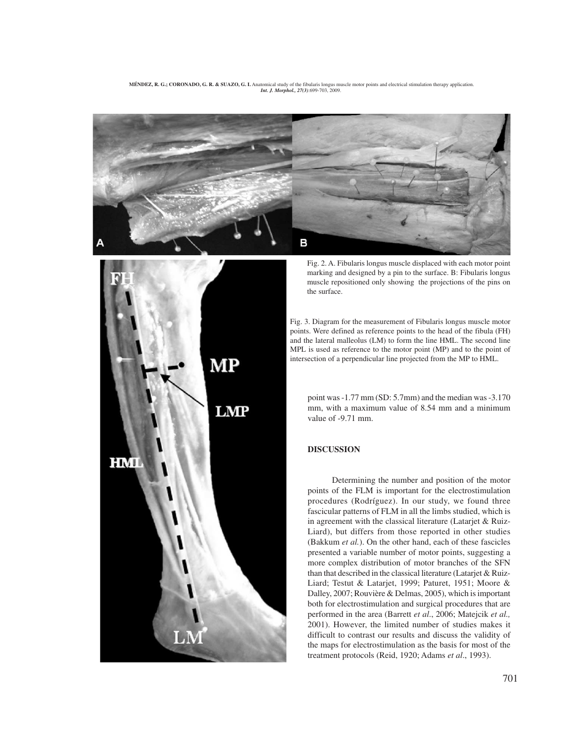Fig. 2. A. Fibularis longus muscle displaced with each motor point marking and designed by a pin to the surface. B: Fibularis longus muscle repositioned only showing the projections of the pins on the surface.

Fig. 3. Diagram for the measurement of Fibularis longus muscle motor points. Were defined as reference points to the head of the fibula (FH) and the lateral malleolus (LM) to form the line HML. The second line MPL is used as reference to the motor point (MP) and to the point of intersection of a perpendicular line projected from the MP to HML.

point was -1.77 mm (SD: 5.7mm) and the median was -3.170 mm, with a maximum value of 8.54 mm and a minimum value of -9.71 mm.

## DISCUSSION

Determining the number and position of the motor points of the FLM is important for the electrostimulation procedures (Rodríguez). In our study, we found three fascicular patterns of FLM in all the limbs studied, which is in agreement with the classical literature (Latarjet & Ruiz-Liard), but differs from those reported in other studies (Bakkum *et al.*). On the other hand, each of these fascicles presented a variable number of motor points, suggesting a more complex distribution of motor branches of the SFN than that described in the classical literature (Latarjet & Ruiz-Liard; Testut & Latarjet, 1999; Paturet, 1951; Moore & Dalley, 2007; Rouvière & Delmas, 2005), which is important both for electrostimulation and surgical procedures that are performed in the area (Barrett *et al.*, 2006; Matejcik *et al.,* 2001). However, the limited number of studies makes it difficult to contrast our results and discuss the validity of the maps for electrostimulation as the basis for most of the treatment protocols (Reid, 1920; Adams *et al*., 1993).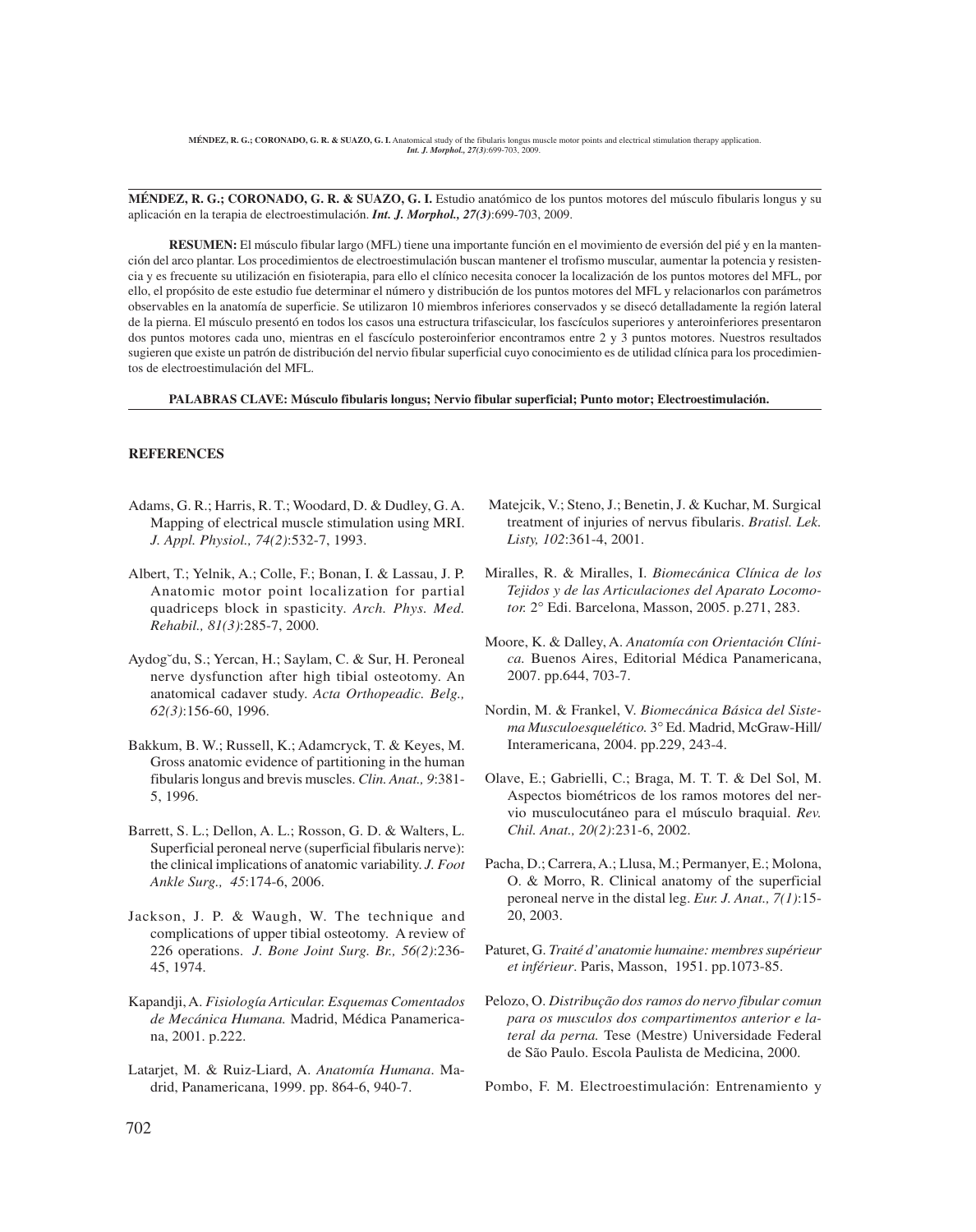MÉNDEZ, R. G.; CORONADO, G. R. & SUAZO, G. I. Anatomical study of the fibularis longus muscle motor points and electrical stimulation therapy application. *Int. J. Morphol., 27(3)*:699-703, 2009.

---

**MÉNDEZ, R. G.; CORONADO, G. R. & SUAZO, G. I.** Estudio anatómico de los puntos motores del músculo fibularis longus y su aplicación en la terapia de electroestimulación. ***Int. J. Morphol., 27(3)***:699-703, 2009.

**RESUMEN:** El músculo fibular largo (MFL) tiene una importante función en el movimiento de eversión del pié y en la mantención del arco plantar. Los procedimientos de electroestimulación buscan mantener el trofismo muscular, aumentar la potencia y resistencia y es frecuente su utilización en fisioterapia, para ello el clínico necesita conocer la localización de los puntos motores del MFL, por ello, el propósito de este estudio fue determinar el número y distribución de los puntos motores del MFL y relacionarlos con parámetros observables en la anatomía de superficie. Se utilizaron 10 miembros inferiores conservados y se disecó detalladamente la región lateral de la pierna. El músculo presentó en todos los casos una estructura trifascicular, los fascículos superiores y anteroinferiores presentaron dos puntos motores cada uno, mientras en el fascículo posteroinferior encontramos entre 2 y 3 puntos motores. Nuestros resultados sugieren que existe un patrón de distribución del nervio fibular superficial cuyo conocimiento es de utilidad clínica para los procedimientos de electroestimulación del MFL.

**PALABRAS CLAVE: Músculo fibularis longus; Nervio fibular superficial; Punto motor; Electroestimulación.**

---

## REFERENCES

Adams, G. R.; Harris, R. T.; Woodard, D. & Dudley, G. A. Mapping of electrical muscle stimulation using MRI. *J. Appl. Physiol., 74(2)*:532-7, 1993.

Albert, T.; Yelnik, A.; Colle, F.; Bonan, I. & Lassau, J. P. Anatomic motor point localization for partial quadriceps block in spasticity. *Arch. Phys. Med. Rehabil., 81(3)*:285-7, 2000.

Aydoğdu, S.; Yercan, H.; Saylam, C. & Sur, H. Peroneal nerve dysfunction after high tibial osteotomy. An anatomical cadaver study. *Acta Orthopeadic. Belg., 62(3)*:156-60, 1996.

Bakkum, B. W.; Russell, K.; Adamcryck, T. & Keyes, M. Gross anatomic evidence of partitioning in the human fibularis longus and brevis muscles. *Clin. Anat., 9*:381-5, 1996.

Barrett, S. L.; Dellon, A. L.; Rosson, G. D. & Walters, L. Superficial peroneal nerve (superficial fibularis nerve): the clinical implications of anatomic variability. *J. Foot Ankle Surg., 45*:174-6, 2006.

Jackson, J. P. & Waugh, W. The technique and complications of upper tibial osteotomy. A review of 226 operations. *J. Bone Joint Surg. Br., 56(2)*:236-45, 1974.

Kapandji, A. *Fisiología Articular. Esquemas Comentados de Mecánica Humana.* Madrid, Médica Panamericana, 2001. p.222.

Latarjet, M. & Ruiz-Liard, A. *Anatomía Humana*. Madrid, Panamericana, 1999. pp. 864-6, 940-7.

Matejcik, V.; Steno, J.; Benetin, J. & Kuchar, M. Surgical treatment of injuries of nervus fibularis. *Bratisl. Lek. Listy, 102*:361-4, 2001.

Miralles, R. & Miralles, I. *Biomecánica Clínica de los Tejidos y de las Articulaciones del Aparato Locomotor.* 2° Edi. Barcelona, Masson, 2005. p.271, 283.

Moore, K. & Dalley, A. *Anatomía con Orientación Clínica.* Buenos Aires, Editorial Médica Panamericana, 2007. pp.644, 703-7.

Nordin, M. & Frankel, V. *Biomecánica Básica del Sistema Musculoesquelético.* 3° Ed. Madrid, McGraw-Hill/ Interamericana, 2004. pp.229, 243-4.

Olave, E.; Gabrielli, C.; Braga, M. T. T. & Del Sol, M. Aspectos biométricos de los ramos motores del nervio musculocutáneo para el músculo braquial. *Rev. Chil. Anat., 20(2)*:231-6, 2002.

Pacha, D.; Carrera, A.; Llusa, M.; Permanyer, E.; Molona, O. & Morro, R. Clinical anatomy of the superficial peroneal nerve in the distal leg. *Eur. J. Anat., 7(1)*:15-20, 2003.

Paturet, G. *Traité d'anatomie humaine: membres supérieur et inférieur*. Paris, Masson, 1951. pp.1073-85.

Pelozo, O. *Distribução dos ramos do nervo fibular comun para os musculos dos compartimentos anterior e lateral da perna.* Tese (Mestre) Universidade Federal de São Paulo. Escola Paulista de Medicina, 2000.

Pombo, F. M. Electroestimulación: Entrenamiento y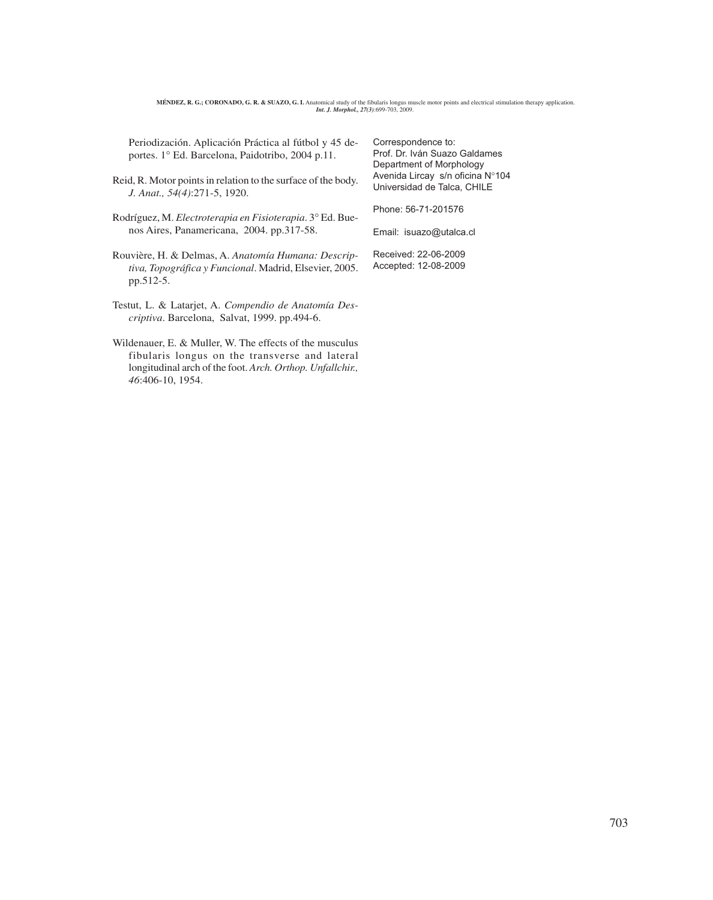Periodización. Aplicación Práctica al fútbol y 45 deportes. 1° Ed. Barcelona, Paidotribo, 2004 p.11.

Reid, R. Motor points in relation to the surface of the body. *J. Anat., 54(4)*:271-5, 1920.

Rodríguez, M. *Electroterapia en Fisioterapia*. 3° Ed. Buenos Aires, Panamericana, 2004. pp.317-58.

Rouvière, H. & Delmas, A. *Anatomía Humana: Descriptiva, Topográfica y Funcional*. Madrid, Elsevier, 2005. pp.512-5.

Testut, L. & Latarjet, A. *Compendio de Anatomía Descriptiva*. Barcelona, Salvat, 1999. pp.494-6.

Wildenauer, E. & Muller, W. The effects of the musculus fibularis longus on the transverse and lateral longitudinal arch of the foot. *Arch. Orthop. Unfallchir., 46*:406-10, 1954.

Correspondence to:
Prof. Dr. Iván Suazo Galdames
Department of Morphology
Avenida Lircay s/n oficina N°104
Universidad de Talca, CHILE

Phone: 56-71-201576

Email: isuazo@utalca.cl

Received: 22-06-2009
Accepted: 12-08-2009